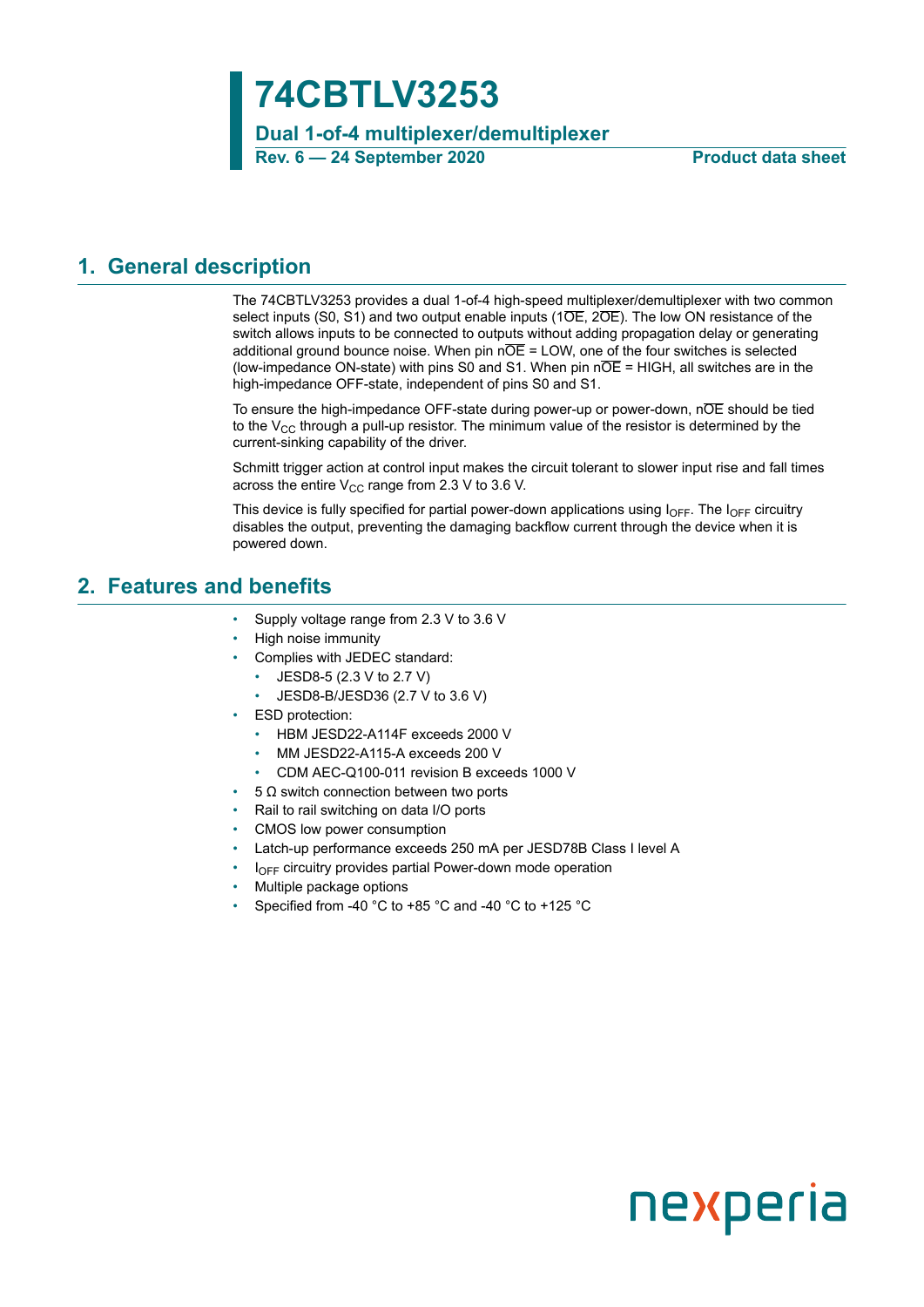# 74CBTLV3253

## Dual 1-of-4 multiplexer/demultiplexer

**Rev. 6 — 24 September 2020** **Product data sheet**

## 1. General description

The 74CBTLV3253 provides a dual 1-of-4 high-speed multiplexer/demultiplexer with two common select inputs (S0, S1) and two output enable inputs ($1\overline{OE}$, $2\overline{OE}$). The low ON resistance of the switch allows inputs to be connected to outputs without adding propagation delay or generating additional ground bounce noise. When pin $n\overline{OE}$ = LOW, one of the four switches is selected (low-impedance ON-state) with pins S0 and S1. When pin $n\overline{OE}$ = HIGH, all switches are in the high-impedance OFF-state, independent of pins S0 and S1.

To ensure the high-impedance OFF-state during power-up or power-down, $n\overline{OE}$ should be tied to the $V_{CC}$ through a pull-up resistor. The minimum value of the resistor is determined by the current-sinking capability of the driver.

Schmitt trigger action at control input makes the circuit tolerant to slower input rise and fall times across the entire $V_{CC}$ range from 2.3 V to 3.6 V.

This device is fully specified for partial power-down applications using $I_{OFF}$. The $I_{OFF}$ circuitry disables the output, preventing the damaging backflow current through the device when it is powered down.

## 2. Features and benefits

- Supply voltage range from 2.3 V to 3.6 V
- High noise immunity
- Complies with JEDEC standard:
  - JESD8-5 (2.3 V to 2.7 V)
  - JESD8-B/JESD36 (2.7 V to 3.6 V)
- ESD protection:
  - HBM JESD22-A114F exceeds 2000 V
  - MM JESD22-A115-A exceeds 200 V
  - CDM AEC-Q100-011 revision B exceeds 1000 V
- 5 Ω switch connection between two ports
- Rail to rail switching on data I/O ports
- CMOS low power consumption
- Latch-up performance exceeds 250 mA per JESD78B Class I level A
- $I_{OFF}$ circuitry provides partial Power-down mode operation
- Multiple package options
- Specified from -40 °C to +85 °C and -40 °C to +125 °C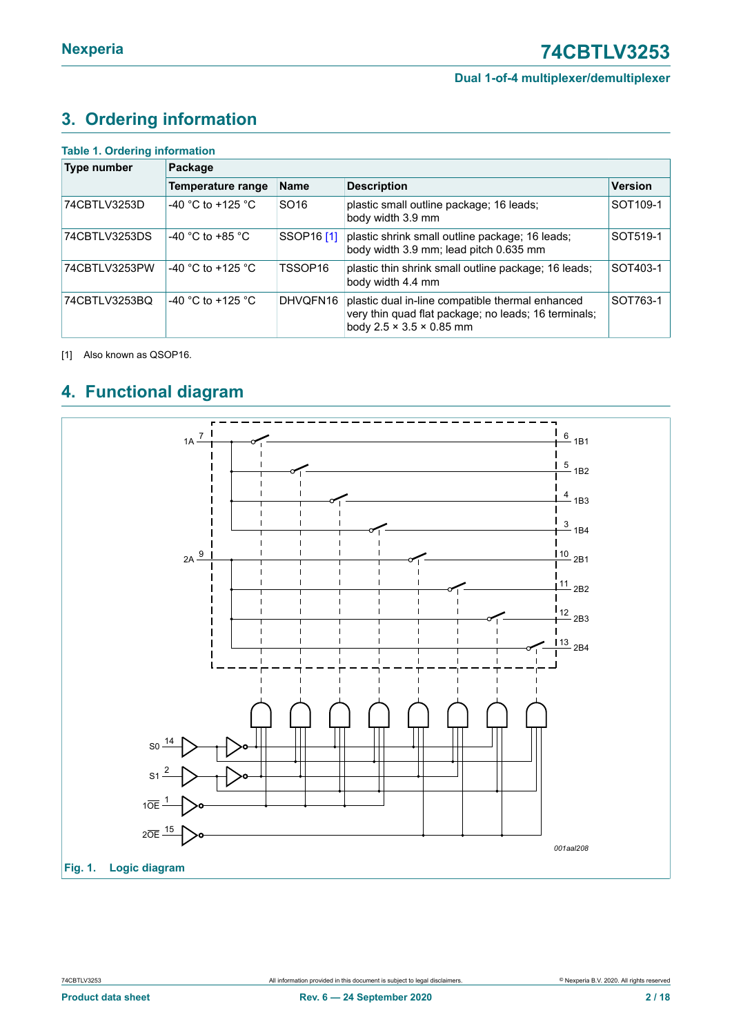## 3. Ordering information

**Table 1. Ordering information**

| Type number | Package | | | |
|---|---|---|---|---|
| | Temperature range | Name | Description | Version |
| 74CBTLV3253D | -40 °C to +125 °C | SO16 | plastic small outline package; 16 leads; body width 3.9 mm | SOT109-1 |
| 74CBTLV3253DS | -40 °C to +85 °C | SSOP16 [1] | plastic shrink small outline package; 16 leads; body width 3.9 mm; lead pitch 0.635 mm | SOT519-1 |
| 74CBTLV3253PW | -40 °C to +125 °C | TSSOP16 | plastic thin shrink small outline package; 16 leads; body width 4.4 mm | SOT403-1 |
| 74CBTLV3253BQ | -40 °C to +125 °C | DHVQFN16 | plastic dual in-line compatible thermal enhanced very thin quad flat package; no leads; 16 terminals; body 2.5 × 3.5 × 0.85 mm | SOT763-1 |

[1] Also known as QSOP16.

## 4. Functional diagram

1A 7
6 1B1
5 1B2
4 1B3
3 1B4
2A 9
10 2B1
11 2B2
12 2B3
13 2B4
S0 14
S1 2
1OE 1
2OE 15
001aal208

**Fig. 1. Logic diagram**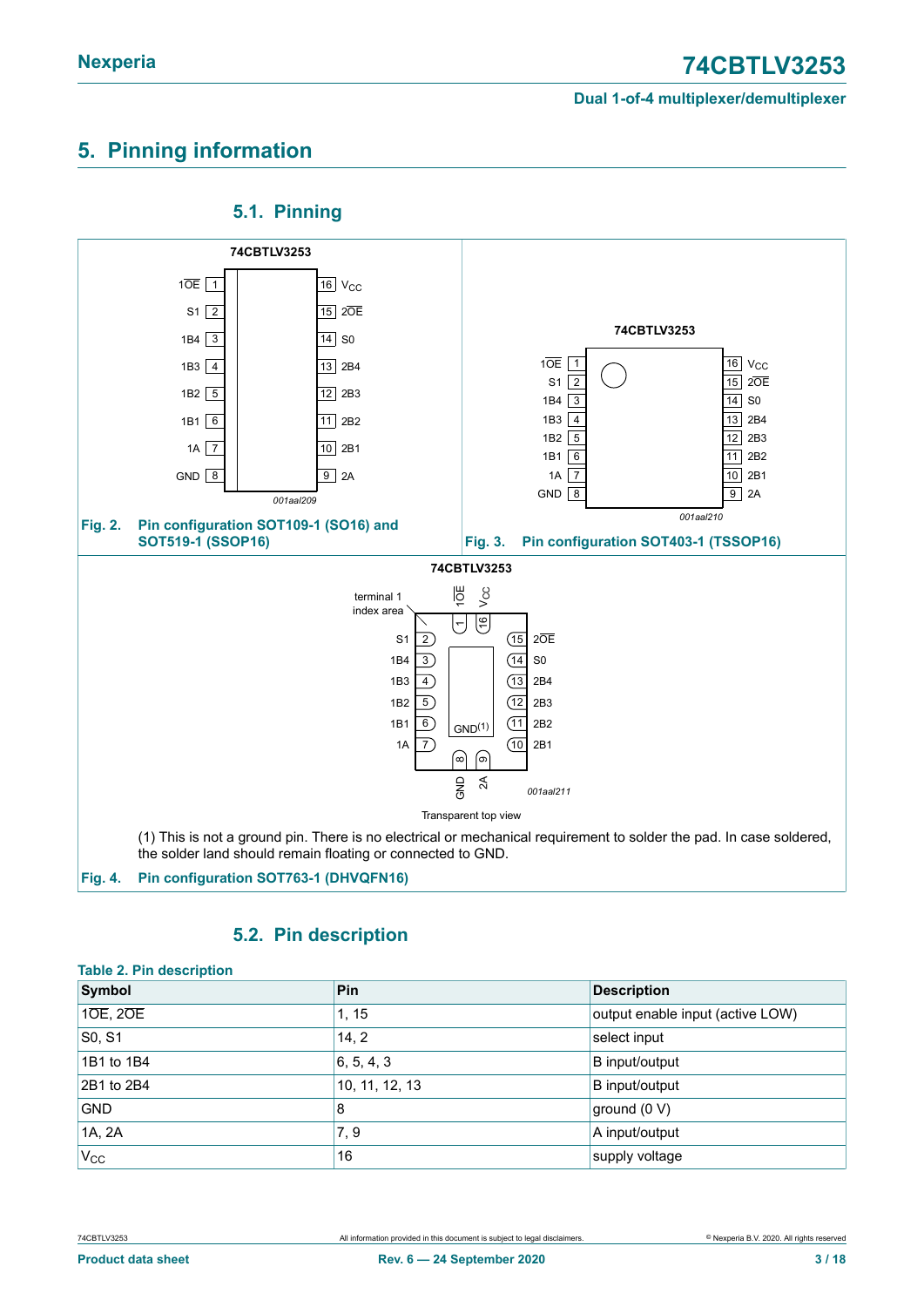# 5. Pinning information

## 5.1. Pinning

74CBTLV3253

1OE 1 | 16 VCC
S1 2 | 15 2OE
1B4 3 | 14 S0
1B3 4 | 13 2B4
1B2 5 | 12 2B3
1B1 6 | 11 2B2
1A 7 | 10 2B1
GND 8 | 9 2A

001aal209

**Fig. 2. Pin configuration SOT109-1 (SO16) and SOT519-1 (SSOP16)**

74CBTLV3253

1OE 1 | 16 VCC
S1 2 | 15 2OE
1B4 3 | 14 S0
1B3 4 | 13 2B4
1B2 5 | 12 2B3
1B1 6 | 11 2B2
1A 7 | 10 2B1
GND 8 | 9 2A

001aal210

**Fig. 3. Pin configuration SOT403-1 (TSSOP16)**

74CBTLV3253

terminal 1
index area

1OE 1
VCC 16
S1 2 | 15 2OE
1B4 3 | 14 S0
1B3 4 | 13 2B4
1B2 5 | 12 2B3
1B1 6 | 11 2B2
1A 7 | 10 2B1
GND(1)
GND 8
2A 9

001aal211

Transparent top view

(1) This is not a ground pin. There is no electrical or mechanical requirement to solder the pad. In case soldered, the solder land should remain floating or connected to GND.

**Fig. 4. Pin configuration SOT763-1 (DHVQFN16)**

## 5.2. Pin description

**Table 2. Pin description**

| Symbol | Pin | Description |
|---|---|---|
| 1OE, 2OE | 1, 15 | output enable input (active LOW) |
| S0, S1 | 14, 2 | select input |
| 1B1 to 1B4 | 6, 5, 4, 3 | B input/output |
| 2B1 to 2B4 | 10, 11, 12, 13 | B input/output |
| GND | 8 | ground (0 V) |
| 1A, 2A | 7, 9 | A input/output |
| $V_{CC}$ | 16 | supply voltage |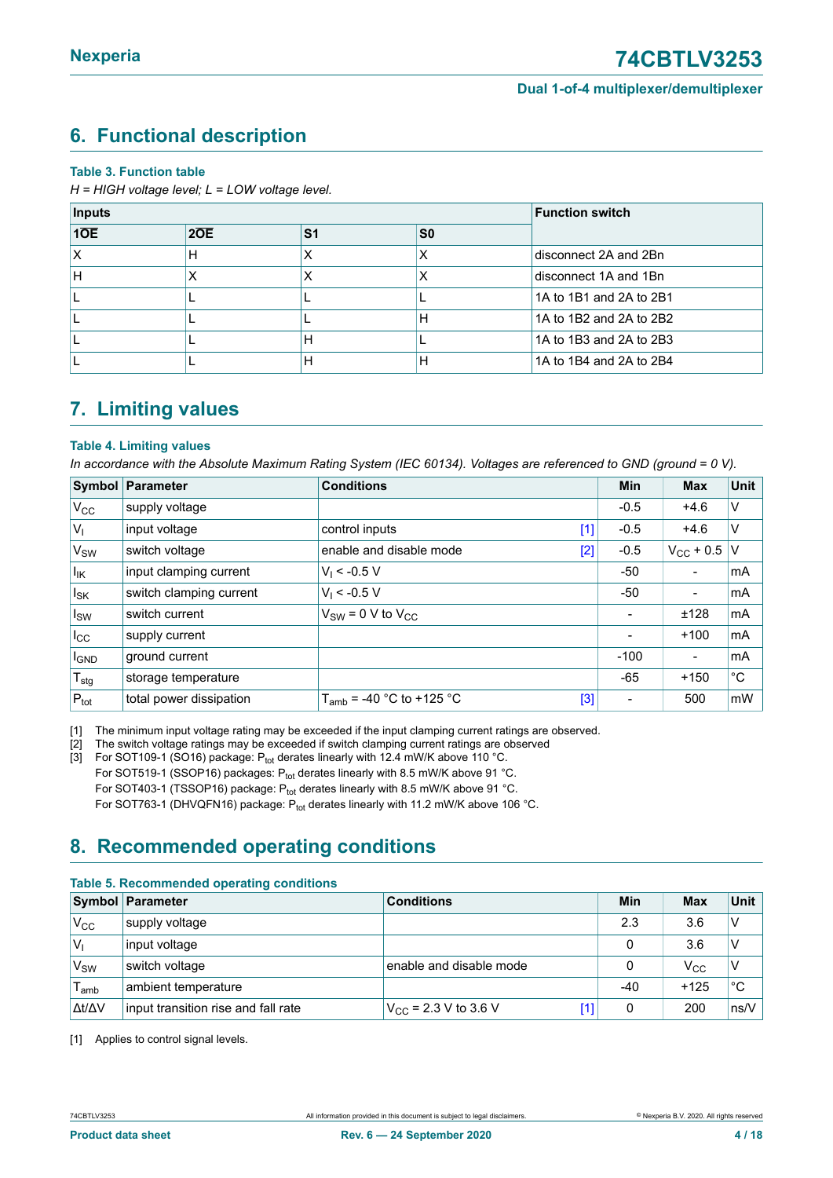## 6. Functional description

**Table 3. Function table**

*H = HIGH voltage level; L = LOW voltage level.*

| Inputs | | | | Function switch |
|---|---|---|---|---|
| $1\overline{OE}$ | $2\overline{OE}$ | S1 | S0 | |
| X | H | X | X | disconnect 2A and 2Bn |
| H | X | X | X | disconnect 1A and 1Bn |
| L | L | L | L | 1A to 1B1 and 2A to 2B1 |
| L | L | L | H | 1A to 1B2 and 2A to 2B2 |
| L | L | H | L | 1A to 1B3 and 2A to 2B3 |
| L | L | H | H | 1A to 1B4 and 2A to 2B4 |

## 7. Limiting values

**Table 4. Limiting values**

*In accordance with the Absolute Maximum Rating System (IEC 60134). Voltages are referenced to GND (ground = 0 V).*

| Symbol | Parameter | Conditions | | Min | Max | Unit |
|---|---|---|---|---|---|---|
| $V_{CC}$ | supply voltage | | | -0.5 | +4.6 | V |
| $V_I$ | input voltage | control inputs | [1] | -0.5 | +4.6 | V |
| $V_{SW}$ | switch voltage | enable and disable mode | [2] | -0.5 | $V_{CC}$ + 0.5 | V |
| $I_{IK}$ | input clamping current | $V_I$ < -0.5 V | | -50 | - | mA |
| $I_{SK}$ | switch clamping current | $V_I$ < -0.5 V | | -50 | - | mA |
| $I_{SW}$ | switch current | $V_{SW}$ = 0 V to $V_{CC}$ | | - | ±128 | mA |
| $I_{CC}$ | supply current | | | - | +100 | mA |
| $I_{GND}$ | ground current | | | -100 | - | mA |
| $T_{stg}$ | storage temperature | | | -65 | +150 | °C |
| $P_{tot}$ | total power dissipation | $T_{amb}$ = -40 °C to +125 °C | [3] | - | 500 | mW |

[1] The minimum input voltage rating may be exceeded if the input clamping current ratings are observed.

[2] The switch voltage ratings may be exceeded if switch clamping current ratings are observed

[3] For SOT109-1 (SO16) package: $P_{tot}$ derates linearly with 12.4 mW/K above 110 °C.
For SOT519-1 (SSOP16) packages: $P_{tot}$ derates linearly with 8.5 mW/K above 91 °C.
For SOT403-1 (TSSOP16) package: $P_{tot}$ derates linearly with 8.5 mW/K above 91 °C.
For SOT763-1 (DHVQFN16) package: $P_{tot}$ derates linearly with 11.2 mW/K above 106 °C.

## 8. Recommended operating conditions

**Table 5. Recommended operating conditions**

| Symbol | Parameter | Conditions | | Min | Max | Unit |
|---|---|---|---|---|---|---|
| $V_{CC}$ | supply voltage | | | 2.3 | 3.6 | V |
| $V_I$ | input voltage | | | 0 | 3.6 | V |
| $V_{SW}$ | switch voltage | enable and disable mode | | 0 | $V_{CC}$ | V |
| $T_{amb}$ | ambient temperature | | | -40 | +125 | °C |
| $\Delta t/\Delta V$ | input transition rise and fall rate | $V_{CC}$ = 2.3 V to 3.6 V | [1] | 0 | 200 | ns/V |

[1] Applies to control signal levels.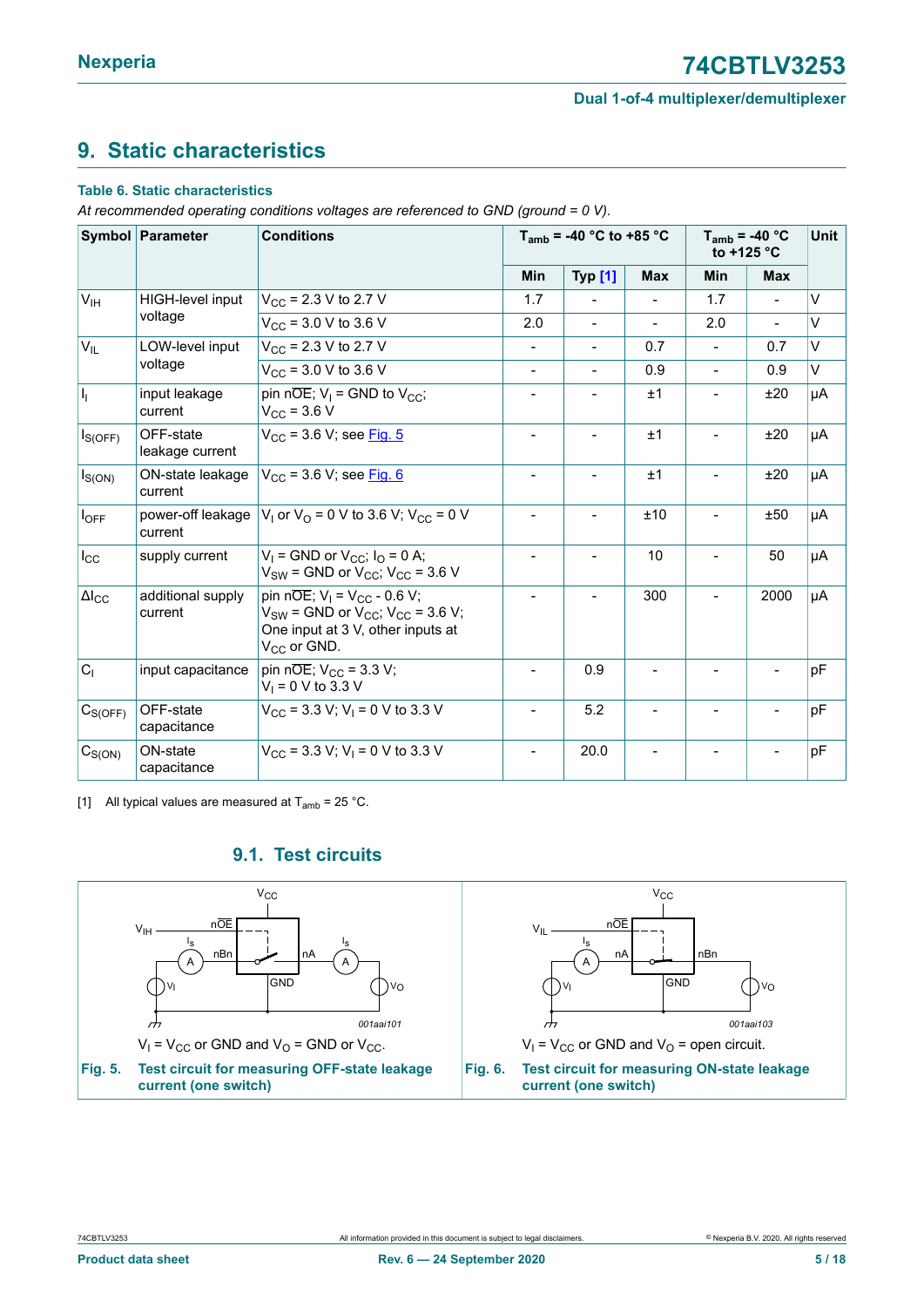## 9. Static characteristics

**Table 6. Static characteristics**

*At recommended operating conditions voltages are referenced to GND (ground = 0 V).*

| Symbol | Parameter | Conditions | $T_{amb}$ = -40 °C to +85 °C | | | $T_{amb}$ = -40 °C to +125 °C | | Unit |
|---|---|---|---|---|---|---|---|---|
| | | | Min | Typ [1] | Max | Min | Max | |
| $V_{IH}$ | HIGH-level input voltage | $V_{CC}$ = 2.3 V to 2.7 V | 1.7 | - | - | 1.7 | - | V |
| | | $V_{CC}$ = 3.0 V to 3.6 V | 2.0 | - | - | 2.0 | - | V |
| $V_{IL}$ | LOW-level input voltage | $V_{CC}$ = 2.3 V to 2.7 V | - | - | 0.7 | - | 0.7 | V |
| | | $V_{CC}$ = 3.0 V to 3.6 V | - | - | 0.9 | - | 0.9 | V |
| $I_I$ | input leakage current | pin $n\overline{OE}$; $V_I$ = GND to $V_{CC}$; $V_{CC}$ = 3.6 V | - | - | ±1 | - | ±20 | μA |
| $I_{S(OFF)}$ | OFF-state leakage current | $V_{CC}$ = 3.6 V; see Fig. 5 | - | - | ±1 | - | ±20 | μA |
| $I_{S(ON)}$ | ON-state leakage current | $V_{CC}$ = 3.6 V; see Fig. 6 | - | - | ±1 | - | ±20 | μA |
| $I_{OFF}$ | power-off leakage current | $V_I$ or $V_O$ = 0 V to 3.6 V; $V_{CC}$ = 0 V | - | - | ±10 | - | ±50 | μA |
| $I_{CC}$ | supply current | $V_I$ = GND or $V_{CC}$; $I_O$ = 0 A; $V_{SW}$ = GND or $V_{CC}$; $V_{CC}$ = 3.6 V | - | - | 10 | - | 50 | μA |
| $\Delta I_{CC}$ | additional supply current | pin $n\overline{OE}$; $V_I$ = $V_{CC}$ - 0.6 V; $V_{SW}$ = GND or $V_{CC}$; $V_{CC}$ = 3.6 V; One input at 3 V, other inputs at $V_{CC}$ or GND. | - | - | 300 | - | 2000 | μA |
| $C_I$ | input capacitance | pin $n\overline{OE}$; $V_{CC}$ = 3.3 V; $V_I$ = 0 V to 3.3 V | - | 0.9 | - | - | - | pF |
| $C_{S(OFF)}$ | OFF-state capacitance | $V_{CC}$ = 3.3 V; $V_I$ = 0 V to 3.3 V | - | 5.2 | - | - | - | pF |
| $C_{S(ON)}$ | ON-state capacitance | $V_{CC}$ = 3.3 V; $V_I$ = 0 V to 3.3 V | - | 20.0 | - | - | - | pF |

[1] All typical values are measured at $T_{amb}$ = 25 °C.

### 9.1. Test circuits

$V_{CC}$
$V_{IH}$
$n\overline{OE}$
$I_S$
nBn
nA
$I_S$
A
A
$V_I$
GND
$V_O$
001aai101

$V_I$ = $V_{CC}$ or GND and $V_O$ = GND or $V_{CC}$.

**Fig. 5. Test circuit for measuring OFF-state leakage current (one switch)**

$V_{CC}$
$V_{IL}$
$n\overline{OE}$
$I_S$
nA
nBn
A
$V_I$
GND
$V_O$
001aai103

$V_I$ = $V_{CC}$ or GND and $V_O$ = open circuit.

**Fig. 6. Test circuit for measuring ON-state leakage current (one switch)**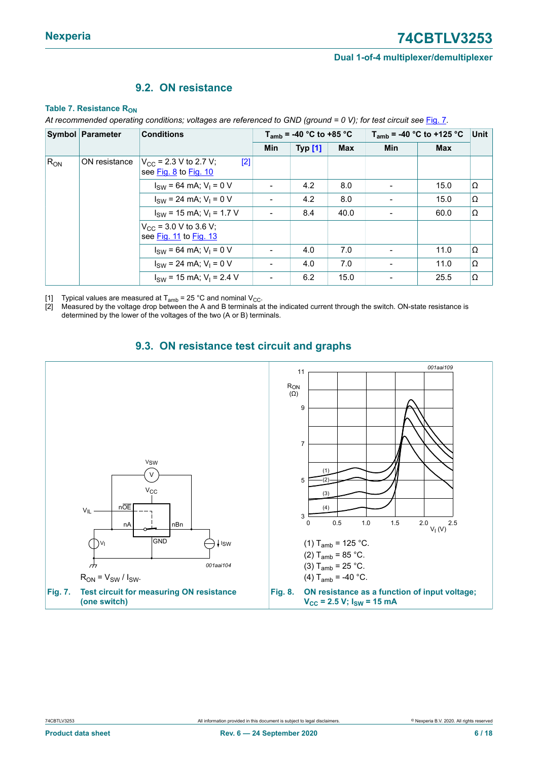## 9.2. ON resistance

**Table 7. Resistance $R_{ON}$**

*At recommended operating conditions; voltages are referenced to GND (ground = 0 V); for test circuit see Fig. 7.*

| Symbol | Parameter | Conditions | $T_{amb}$ = -40 °C to +85 °C | | | $T_{amb}$ = -40 °C to +125 °C | | Unit |
|---|---|---|---|---|---|---|---|---|
| | | | Min | Typ [1] | Max | Min | Max | |
| $R_{ON}$ | ON resistance | $V_{CC}$ = 2.3 V to 2.7 V; see Fig. 8 to Fig. 10 [2] | | | | | | |
| | | $I_{SW}$ = 64 mA; $V_I$ = 0 V | - | 4.2 | 8.0 | - | 15.0 | Ω |
| | | $I_{SW}$ = 24 mA; $V_I$ = 0 V | - | 4.2 | 8.0 | - | 15.0 | Ω |
| | | $I_{SW}$ = 15 mA; $V_I$ = 1.7 V | - | 8.4 | 40.0 | - | 60.0 | Ω |
| | | $V_{CC}$ = 3.0 V to 3.6 V; see Fig. 11 to Fig. 13 | | | | | | |
| | | $I_{SW}$ = 64 mA; $V_I$ = 0 V | - | 4.0 | 7.0 | - | 11.0 | Ω |
| | | $I_{SW}$ = 24 mA; $V_I$ = 0 V | - | 4.0 | 7.0 | - | 11.0 | Ω |
| | | $I_{SW}$ = 15 mA; $V_I$ = 2.4 V | - | 6.2 | 15.0 | - | 25.5 | Ω |

[1] Typical values are measured at $T_{amb}$ = 25 °C and nominal $V_{CC}$.
[2] Measured by the voltage drop between the A and B terminals at the indicated current through the switch. ON-state resistance is determined by the lower of the voltages of the two (A or B) terminals.

## 9.3. ON resistance test circuit and graphs

$V_{SW}$
V
$V_{CC}$
$V_{IL}$
$n\overline{OE}$
nA
nBn
$V_I$
GND
$I_{SW}$
001aai104

$R_{ON} = V_{SW} / I_{SW}$.

**Fig. 7. Test circuit for measuring ON resistance (one switch)**

001aai109
$R_{ON}$ (Ω)
11
9
7
5
3
0
0.5
1.0
1.5
2.0
2.5
$V_I$ (V)
(1)
(2)
(3)
(4)

(1) $T_{amb}$ = 125 °C.
(2) $T_{amb}$ = 85 °C.
(3) $T_{amb}$ = 25 °C.
(4) $T_{amb}$ = -40 °C.

**Fig. 8. ON resistance as a function of input voltage; $V_{CC}$ = 2.5 V; $I_{SW}$ = 15 mA**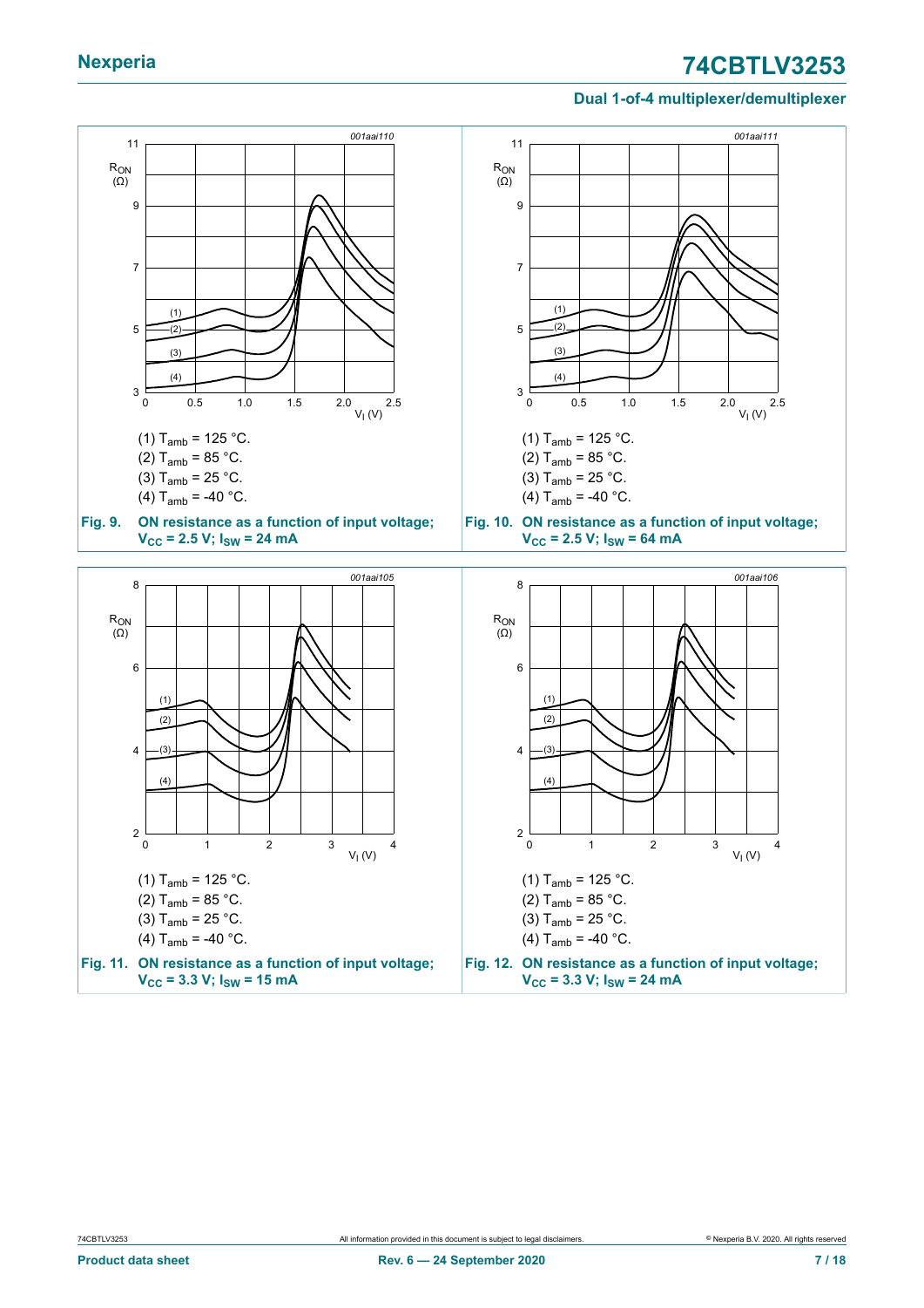001aai110

$R_{ON}$ (Ω)

11
9
7
5
3

0 0.5 1.0 1.5 2.0 2.5

$V_I$ (V)

(1)
(2)
(3)
(4)

(1) $T_{amb}$ = 125 °C.
(2) $T_{amb}$ = 85 °C.
(3) $T_{amb}$ = 25 °C.
(4) $T_{amb}$ = -40 °C.

**Fig. 9. ON resistance as a function of input voltage; $V_{CC}$ = 2.5 V; $I_{SW}$ = 24 mA**

001aai111

$R_{ON}$ (Ω)

11
9
7
5
3

0 0.5 1.0 1.5 2.0 2.5

$V_I$ (V)

(1)
(2)
(3)
(4)

(1) $T_{amb}$ = 125 °C.
(2) $T_{amb}$ = 85 °C.
(3) $T_{amb}$ = 25 °C.
(4) $T_{amb}$ = -40 °C.

**Fig. 10. ON resistance as a function of input voltage; $V_{CC}$ = 2.5 V; $I_{SW}$ = 64 mA**

001aai105

$R_{ON}$ (Ω)

8
6
4
2

0 1 2 3 4

$V_I$ (V)

(1)
(2)
(3)
(4)

(1) $T_{amb}$ = 125 °C.
(2) $T_{amb}$ = 85 °C.
(3) $T_{amb}$ = 25 °C.
(4) $T_{amb}$ = -40 °C.

**Fig. 11. ON resistance as a function of input voltage; $V_{CC}$ = 3.3 V; $I_{SW}$ = 15 mA**

001aai106

$R_{ON}$ (Ω)

8
6
4
2

0 1 2 3 4

$V_I$ (V)

(1)
(2)
(3)
(4)

(1) $T_{amb}$ = 125 °C.
(2) $T_{amb}$ = 85 °C.
(3) $T_{amb}$ = 25 °C.
(4) $T_{amb}$ = -40 °C.

**Fig. 12. ON resistance as a function of input voltage; $V_{CC}$ = 3.3 V; $I_{SW}$ = 24 mA**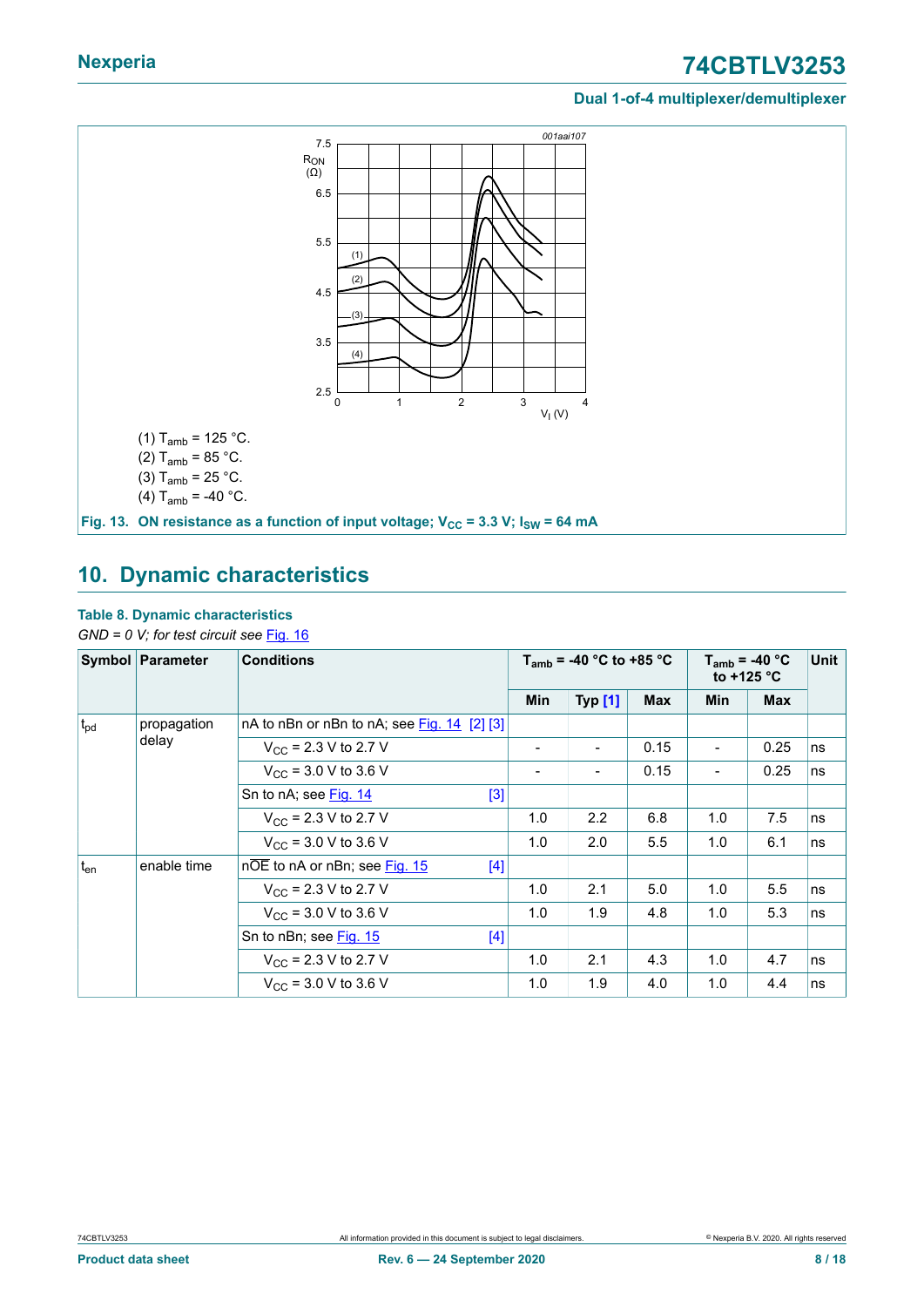001aai107

$R_{ON}$ (Ω)

7.5
6.5
5.5
4.5
3.5
2.5

0 1 2 3 4

$V_I$ (V)

(1)
(2)
(3)
(4)

(1) $T_{amb}$ = 125 °C.
(2) $T_{amb}$ = 85 °C.
(3) $T_{amb}$ = 25 °C.
(4) $T_{amb}$ = -40 °C.

**Fig. 13. ON resistance as a function of input voltage; $V_{CC}$ = 3.3 V; $I_{SW}$ = 64 mA**

## 10. Dynamic characteristics

**Table 8. Dynamic characteristics**

*GND = 0 V; for test circuit see Fig. 16*

| Symbol | Parameter | Conditions | $T_{amb}$ = -40 °C to +85 °C | | | $T_{amb}$ = -40 °C to +125 °C | | Unit |
|---|---|---|---|---|---|---|---|---|
| | | | Min | Typ [1] | Max | Min | Max | |
| $t_{pd}$ | propagation delay | nA to nBn or nBn to nA; see Fig. 14 [2] [3] | | | | | | |
| | | $V_{CC}$ = 2.3 V to 2.7 V | - | - | 0.15 | - | 0.25 | ns |
| | | $V_{CC}$ = 3.0 V to 3.6 V | - | - | 0.15 | - | 0.25 | ns |
| | | Sn to nA; see Fig. 14 [3] | | | | | | |
| | | $V_{CC}$ = 2.3 V to 2.7 V | 1.0 | 2.2 | 6.8 | 1.0 | 7.5 | ns |
| | | $V_{CC}$ = 3.0 V to 3.6 V | 1.0 | 2.0 | 5.5 | 1.0 | 6.1 | ns |
| $t_{en}$ | enable time | $n\overline{OE}$ to nA or nBn; see Fig. 15 [4] | | | | | | |
| | | $V_{CC}$ = 2.3 V to 2.7 V | 1.0 | 2.1 | 5.0 | 1.0 | 5.5 | ns |
| | | $V_{CC}$ = 3.0 V to 3.6 V | 1.0 | 1.9 | 4.8 | 1.0 | 5.3 | ns |
| | | Sn to nBn; see Fig. 15 [4] | | | | | | |
| | | $V_{CC}$ = 2.3 V to 2.7 V | 1.0 | 2.1 | 4.3 | 1.0 | 4.7 | ns |
| | | $V_{CC}$ = 3.0 V to 3.6 V | 1.0 | 1.9 | 4.0 | 1.0 | 4.4 | ns |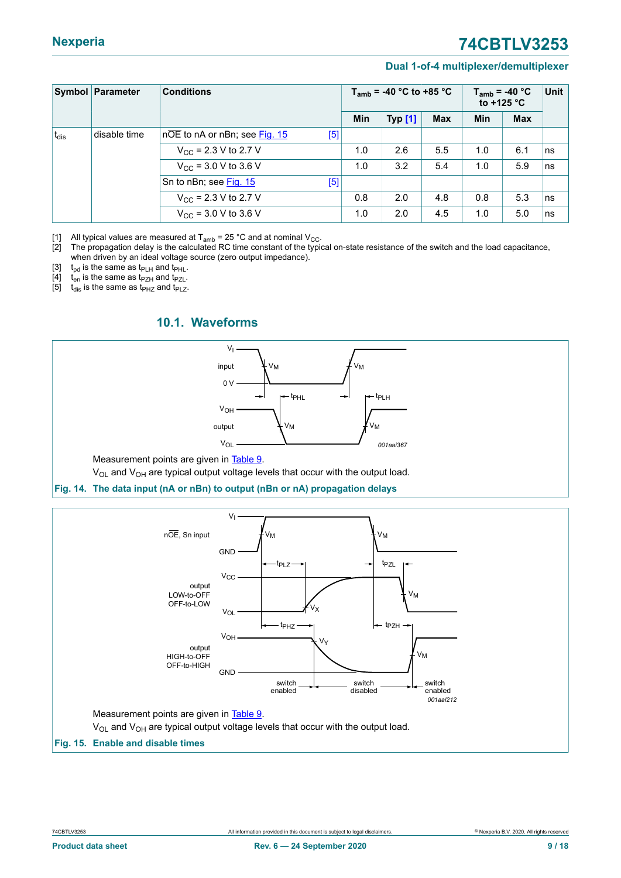| Symbol | Parameter | Conditions | | $T_{amb}$ = -40 °C to +85 °C | | | $T_{amb}$ = -40 °C to +125 °C | | Unit |
|---|---|---|---|---|---|---|---|---|---|
| | | | | Min | Typ [1] | Max | Min | Max | |
| $t_{dis}$ | disable time | $n\overline{OE}$ to nA or nBn; see Fig. 15 | [5] | | | | | | |
| | | $V_{CC}$ = 2.3 V to 2.7 V | | 1.0 | 2.6 | 5.5 | 1.0 | 6.1 | ns |
| | | $V_{CC}$ = 3.0 V to 3.6 V | | 1.0 | 3.2 | 5.4 | 1.0 | 5.9 | ns |
| | | Sn to nBn; see Fig. 15 | [5] | | | | | | |
| | | $V_{CC}$ = 2.3 V to 2.7 V | | 0.8 | 2.0 | 4.8 | 0.8 | 5.3 | ns |
| | | $V_{CC}$ = 3.0 V to 3.6 V | | 1.0 | 2.0 | 4.5 | 1.0 | 5.0 | ns |

[1] All typical values are measured at $T_{amb}$ = 25 °C and at nominal $V_{CC}$.
[2] The propagation delay is the calculated RC time constant of the typical on-state resistance of the switch and the load capacitance, when driven by an ideal voltage source (zero output impedance).
[3] $t_{pd}$ is the same as $t_{PLH}$ and $t_{PHL}$.
[4] $t_{en}$ is the same as $t_{PZH}$ and $t_{PZL}$.
[5] $t_{dis}$ is the same as $t_{PHZ}$ and $t_{PLZ}$.

## 10.1. Waveforms

$V_I$
input
$V_M$
$V_M$
0 V
$t_{PHL}$
$t_{PLH}$
$V_{OH}$
output
$V_M$
$V_M$
$V_{OL}$
001aai367

Measurement points are given in Table 9.

$V_{OL}$ and $V_{OH}$ are typical output voltage levels that occur with the output load.

**Fig. 14. The data input (nA or nBn) to output (nBn or nA) propagation delays**

$V_I$
$n\overline{OE}$, Sn input
$V_M$
$V_M$
GND
$t_{PLZ}$
$t_{PZL}$
$V_{CC}$
output LOW-to-OFF OFF-to-LOW
$V_M$
$V_X$
$V_{OL}$
$t_{PHZ}$
$t_{PZH}$
$V_{OH}$
$V_Y$
output HIGH-to-OFF OFF-to-HIGH
$V_M$
GND
switch enabled
switch disabled
switch enabled
001aal212

Measurement points are given in Table 9.

$V_{OL}$ and $V_{OH}$ are typical output voltage levels that occur with the output load.

**Fig. 15. Enable and disable times**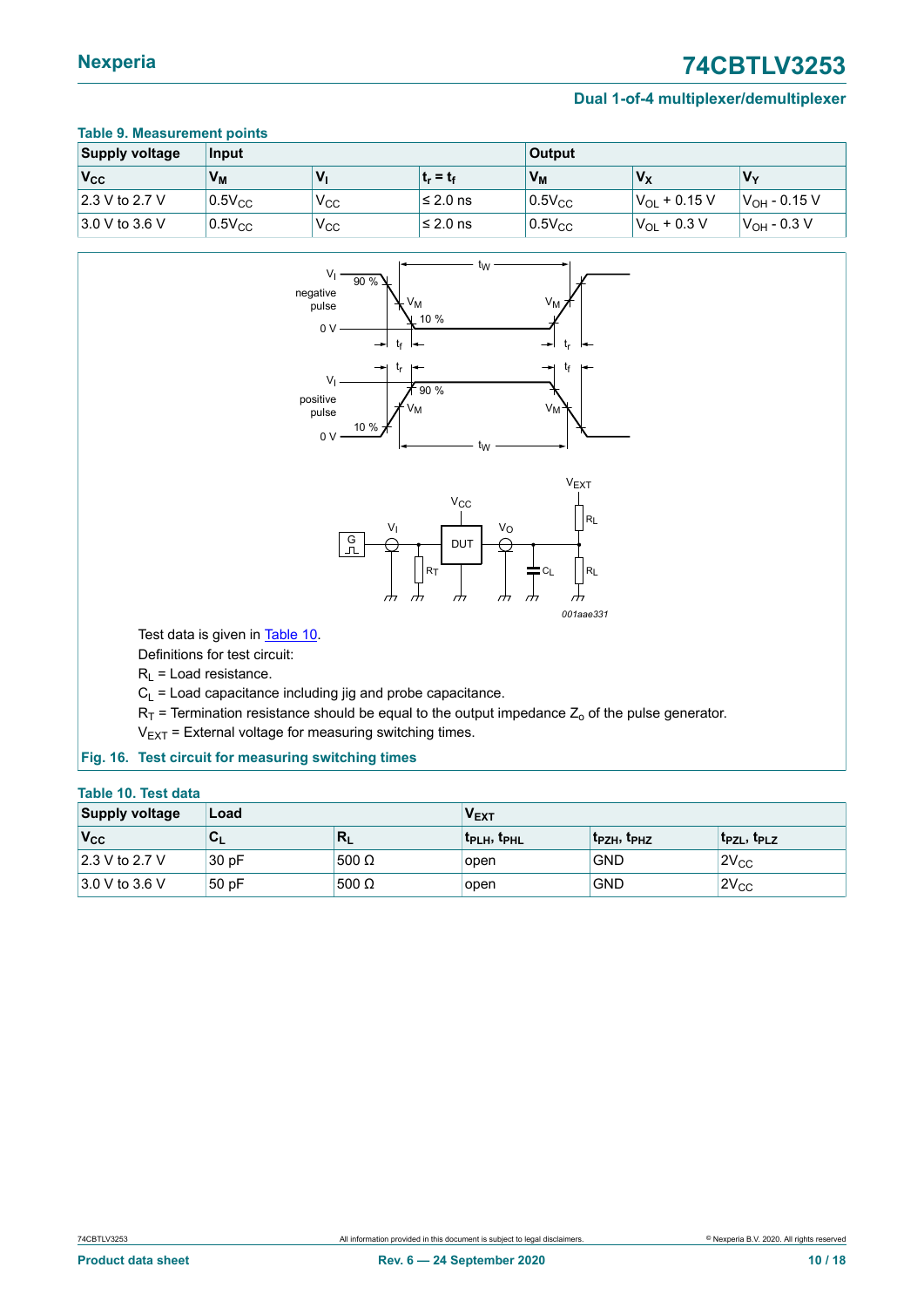**Table 9. Measurement points**

| Supply voltage | Input | | | Output | | |
|---|---|---|---|---|---|---|
| $V_{CC}$ | $V_M$ | $V_I$ | $t_r = t_f$ | $V_M$ | $V_X$ | $V_Y$ |
| 2.3 V to 2.7 V | $0.5V_{CC}$ | $V_{CC}$ | ≤ 2.0 ns | $0.5V_{CC}$ | $V_{OL}$ + 0.15 V | $V_{OH}$ - 0.15 V |
| 3.0 V to 3.6 V | $0.5V_{CC}$ | $V_{CC}$ | ≤ 2.0 ns | $0.5V_{CC}$ | $V_{OL}$ + 0.3 V | $V_{OH}$ - 0.3 V |

$V_I$
negative pulse
0 V
90 %
$V_M$
10 %
$t_W$
$t_f$
$t_r$
$V_I$
positive pulse
0 V
$t_r$
$t_f$
90 %
$V_M$
10 %
$t_W$

$V_{EXT}$
$V_{CC}$
$R_L$
G
$V_I$
DUT
$V_O$
$R_T$
$C_L$
$R_L$
001aae331

Test data is given in Table 10.

Definitions for test circuit:

$R_L$ = Load resistance.

$C_L$ = Load capacitance including jig and probe capacitance.

$R_T$ = Termination resistance should be equal to the output impedance $Z_o$ of the pulse generator.

$V_{EXT}$ = External voltage for measuring switching times.

**Fig. 16. Test circuit for measuring switching times**

**Table 10. Test data**

| Supply voltage | Load | | $V_{EXT}$ | | |
|---|---|---|---|---|---|
| $V_{CC}$ | $C_L$ | $R_L$ | $t_{PLH}$, $t_{PHL}$ | $t_{PZH}$, $t_{PHZ}$ | $t_{PZL}$, $t_{PLZ}$ |
| 2.3 V to 2.7 V | 30 pF | 500 Ω | open | GND | $2V_{CC}$ |
| 3.0 V to 3.6 V | 50 pF | 500 Ω | open | GND | $2V_{CC}$ |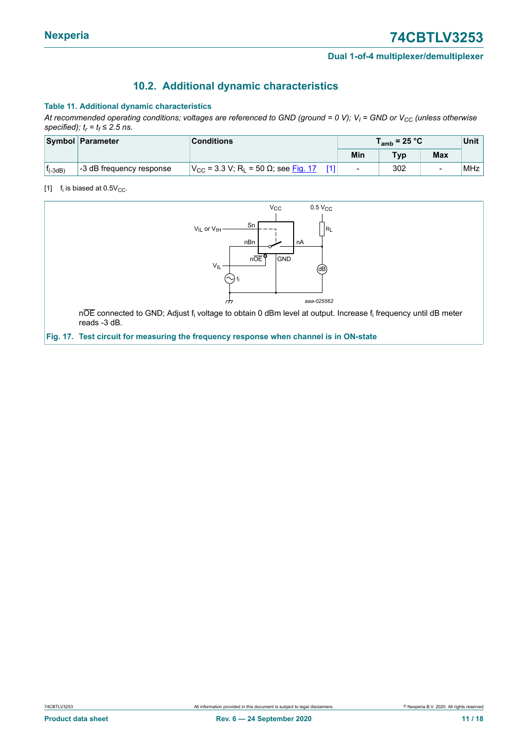## 10.2. Additional dynamic characteristics

**Table 11. Additional dynamic characteristics**

*At recommended operating conditions; voltages are referenced to GND (ground = 0 V); $V_I$ = GND or $V_{CC}$ (unless otherwise specified); $t_r = t_f \leq 2.5$ ns.*

| Symbol | Parameter | Conditions | $T_{amb}$ = 25 °C | | | Unit |
|---|---|---|---|---|---|---|
| | | | Min | Typ | Max | |
| $f_{(-3dB)}$ | -3 dB frequency response | $V_{CC}$ = 3.3 V; $R_L$ = 50 Ω; see Fig. 17 [1] | - | 302 | - | MHz |

[1] $f_i$ is biased at $0.5V_{CC}$.

$V_{CC}$
0.5 $V_{CC}$
$V_{IL}$ or $V_{IH}$
Sn
$R_L$
nBn
nA
n$\overline{OE}$
GND
$V_{IL}$
dB
$f_i$
aaa-025562

n$\overline{OE}$ connected to GND; Adjust $f_i$ voltage to obtain 0 dBm level at output. Increase $f_i$ frequency until dB meter reads -3 dB.

**Fig. 17. Test circuit for measuring the frequency response when channel is in ON-state**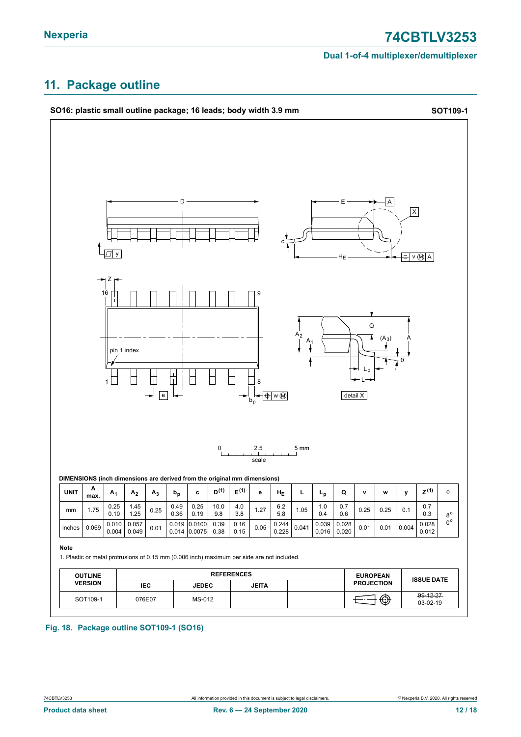## 11. Package outline

**SO16: plastic small outline package; 16 leads; body width 3.9 mm** **SOT109-1**

**DIMENSIONS (inch dimensions are derived from the original mm dimensions)**

| UNIT | A max. | $A_1$ | $A_2$ | $A_3$ | $b_p$ | c | $D^{(1)}$ | $E^{(1)}$ | e | $H_E$ | L | $L_p$ | Q | v | w | y | $Z^{(1)}$ | θ |
|---|---|---|---|---|---|---|---|---|---|---|---|---|---|---|---|---|---|---|
| mm | 1.75 | 0.25<br>0.10 | 1.45<br>1.25 | 0.25 | 0.49<br>0.36 | 0.25<br>0.19 | 10.0<br>9.8 | 4.0<br>3.8 | 1.27 | 6.2<br>5.8 | 1.05 | 1.0<br>0.4 | 0.7<br>0.6 | 0.25 | 0.25 | 0.1 | 0.7<br>0.3 | 8°<br>0° |
| inches | 0.069 | 0.010<br>0.004 | 0.057<br>0.049 | 0.01 | 0.019<br>0.014 | 0.0100<br>0.0075 | 0.39<br>0.38 | 0.16<br>0.15 | 0.05 | 0.244<br>0.228 | 0.041 | 0.039<br>0.016 | 0.028<br>0.020 | 0.01 | 0.01 | 0.004 | 0.028<br>0.012 | |

**Note**

1. Plastic or metal protrusions of 0.15 mm (0.006 inch) maximum per side are not included.

| OUTLINE VERSION | REFERENCES | | | | EUROPEAN PROJECTION | ISSUE DATE |
|---|---|---|---|---|---|---|
| | IEC | JEDEC | JEITA | | | |
| SOT109-1 | 076E07 | MS-012 | | | | ~~99-12-27~~<br>03-02-19 |

**Fig. 18. Package outline SOT109-1 (SO16)**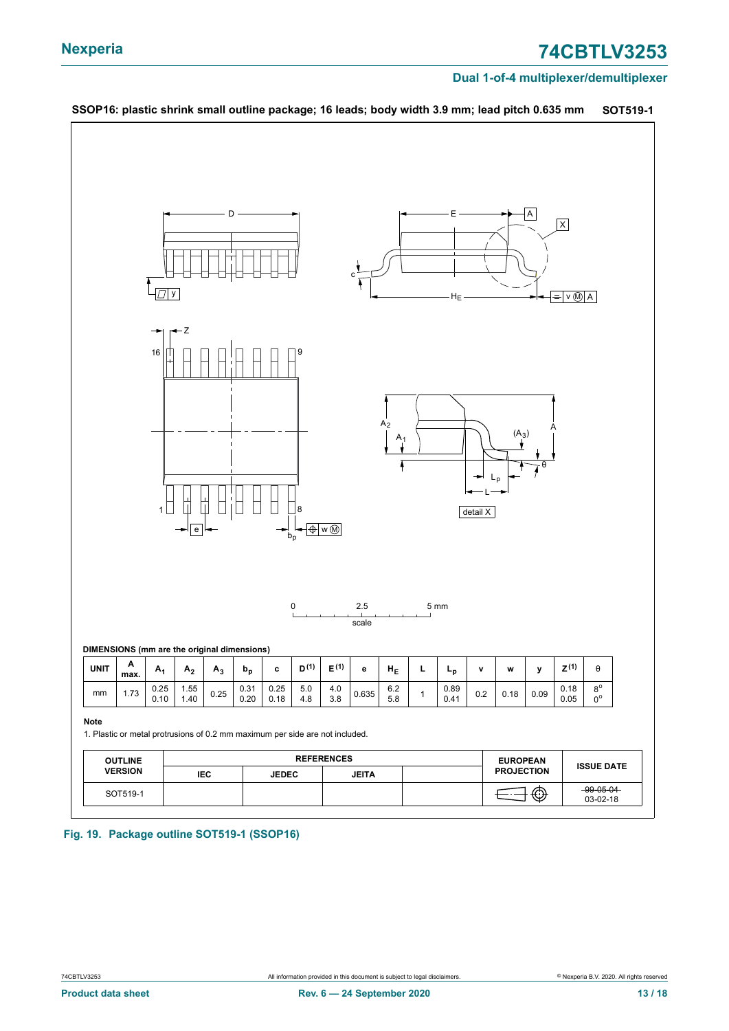**SSOP16: plastic shrink small outline package; 16 leads; body width 3.9 mm; lead pitch 0.635 mm** **SOT519-1**

**DIMENSIONS (mm are the original dimensions)**

| UNIT | A max. | $A_1$ | $A_2$ | $A_3$ | $b_p$ | c | D [1] | E [1] | e | $H_E$ | L | $L_p$ | v | w | y | Z [1] | θ |
|---|---|---|---|---|---|---|---|---|---|---|---|---|---|---|---|---|---|
| mm | 1.73 | 0.25<br>0.10 | 1.55<br>1.40 | 0.25 | 0.31<br>0.20 | 0.25<br>0.18 | 5.0<br>4.8 | 4.0<br>3.8 | 0.635 | 6.2<br>5.8 | 1 | 0.89<br>0.41 | 0.2 | 0.18 | 0.09 | 0.18<br>0.05 | 8°<br>0° |

**Note**

1. Plastic or metal protrusions of 0.2 mm maximum per side are not included.

| OUTLINE VERSION | REFERENCES | | | | EUROPEAN PROJECTION | ISSUE DATE |
|---|---|---|---|---|---|---|
| | IEC | JEDEC | JEITA | | | |
| SOT519-1 | | | | | | ~~99-05-04~~<br>03-02-18 |

**Fig. 19. Package outline SOT519-1 (SSOP16)**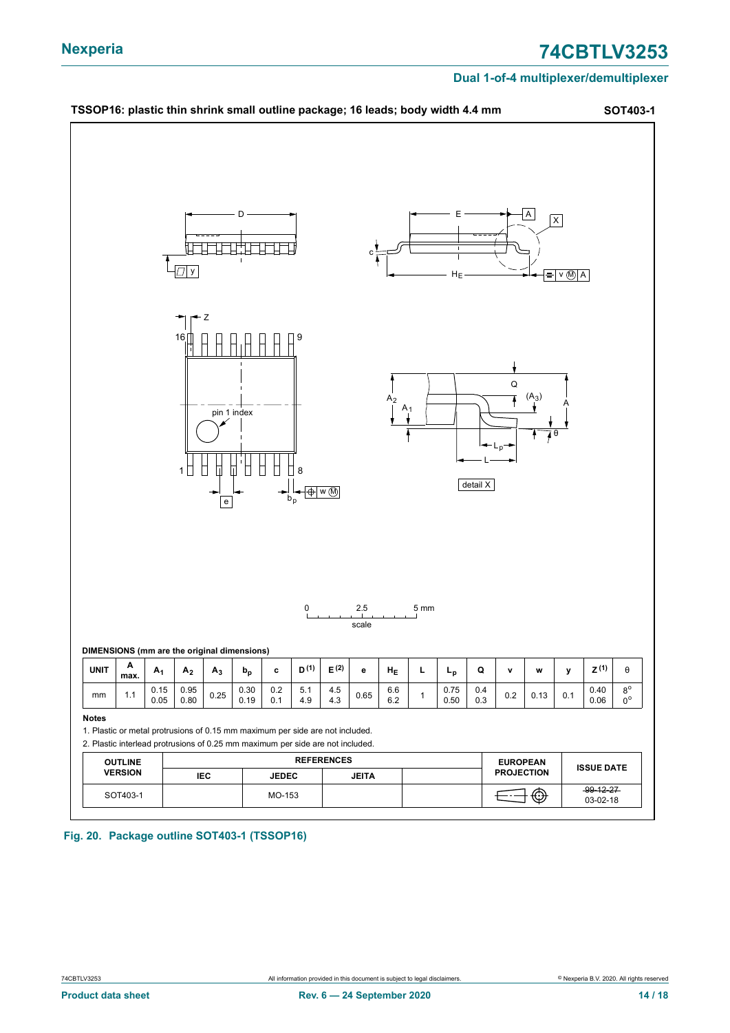TSSOP16: plastic thin shrink small outline package; 16 leads; body width 4.4 mm **SOT403-1**

D

E

A

X

c

y

$H_E$

v Ⓜ A

Z

16

9

pin 1 index

Q

$(A_3)$

A

$A_2$

$A_1$

θ

$L_p$

L

1

8

e

$b_p$

w Ⓜ

detail X

0 2.5 5 mm

scale

**DIMENSIONS (mm are the original dimensions)**

| UNIT | A max. | $A_1$ | $A_2$ | $A_3$ | $b_p$ | c | D [1] | E [2] | e | $H_E$ | L | $L_p$ | Q | v | w | y | Z [1] | θ |
|---|---|---|---|---|---|---|---|---|---|---|---|---|---|---|---|---|---|---|
| mm | 1.1 | 0.15<br>0.05 | 0.95<br>0.80 | 0.25 | 0.30<br>0.19 | 0.2<br>0.1 | 5.1<br>4.9 | 4.5<br>4.3 | 0.65 | 6.6<br>6.2 | 1 | 0.75<br>0.50 | 0.4<br>0.3 | 0.2 | 0.13 | 0.1 | 0.40<br>0.06 | 8°<br>0° |

**Notes**

1. Plastic or metal protrusions of 0.15 mm maximum per side are not included.
2. Plastic interlead protrusions of 0.25 mm maximum per side are not included.

| OUTLINE VERSION | REFERENCES | | | | EUROPEAN PROJECTION | ISSUE DATE |
|---|---|---|---|---|---|---|
| | IEC | JEDEC | JEITA | | | |
| SOT403-1 | | MO-153 | | | | ~~99-12-27~~<br>03-02-18 |

**Fig. 20. Package outline SOT403-1 (TSSOP16)**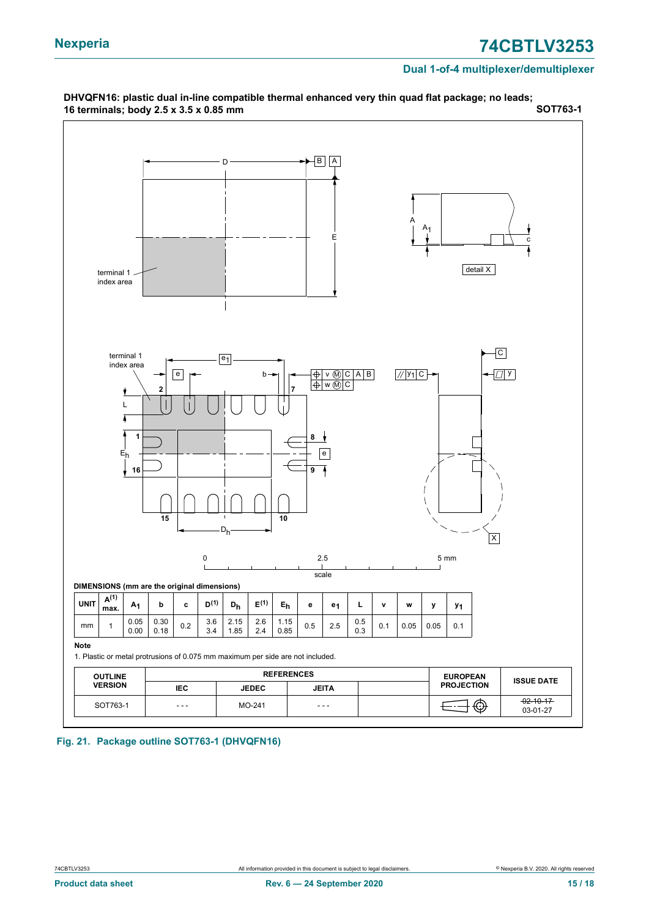**DHVQFN16: plastic dual in-line compatible thermal enhanced very thin quad flat package; no leads; 16 terminals; body 2.5 x 3.5 x 0.85 mm** **SOT763-1**

D
B
A
E
terminal 1 index area
A
$A_1$
c
detail X

terminal 1 index area
$e_1$
e
b
v Ⓜ C A B
w Ⓜ C
// $y_1$ C
C
y
2
7
L
1
8
$E_h$
e
16
9
15
10
$D_h$
X

0
2.5
5 mm
scale

**DIMENSIONS (mm are the original dimensions)**

| UNIT | $A^{(1)}$ max. | $A_1$ | b | c | $D^{(1)}$ | $D_h$ | $E^{(1)}$ | $E_h$ | e | $e_1$ | L | v | w | y | $y_1$ |
|---|---|---|---|---|---|---|---|---|---|---|---|---|---|---|---|
| mm | 1 | 0.05<br>0.00 | 0.30<br>0.18 | 0.2 | 3.6<br>3.4 | 2.15<br>1.85 | 2.6<br>2.4 | 1.15<br>0.85 | 0.5 | 2.5 | 0.5<br>0.3 | 0.1 | 0.05 | 0.05 | 0.1 |

**Note**

1. Plastic or metal protrusions of 0.075 mm maximum per side are not included.

| OUTLINE VERSION | REFERENCES | | | | EUROPEAN PROJECTION | ISSUE DATE |
|---|---|---|---|---|---|---|
| | IEC | JEDEC | JEITA | | | |
| SOT763-1 | - - - | MO-241 | - - - | | | ~~02-10-17~~<br>03-01-27 |

**Fig. 21. Package outline SOT763-1 (DHVQFN16)**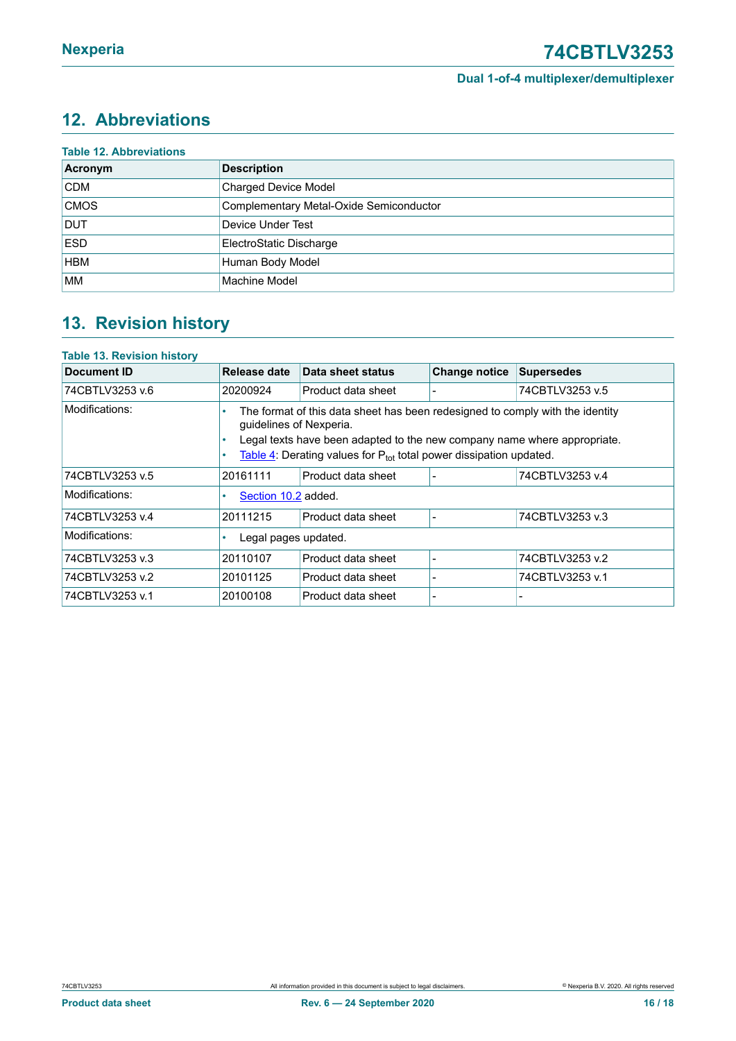## 12. Abbreviations

**Table 12. Abbreviations**

| Acronym | Description |
|---|---|
| CDM | Charged Device Model |
| CMOS | Complementary Metal-Oxide Semiconductor |
| DUT | Device Under Test |
| ESD | ElectroStatic Discharge |
| HBM | Human Body Model |
| MM | Machine Model |

## 13. Revision history

**Table 13. Revision history**

| Document ID | Release date | Data sheet status | Change notice | Supersedes |
|---|---|---|---|---|
| 74CBTLV3253 v.6 | 20200924 | Product data sheet | - | 74CBTLV3253 v.5 |
| Modifications: | • The format of this data sheet has been redesigned to comply with the identity guidelines of Nexperia.<br>• Legal texts have been adapted to the new company name where appropriate.<br>• Table 4: Derating values for $P_{tot}$ total power dissipation updated. | | | |
| 74CBTLV3253 v.5 | 20161111 | Product data sheet | - | 74CBTLV3253 v.4 |
| Modifications: | • Section 10.2 added. | | | |
| 74CBTLV3253 v.4 | 20111215 | Product data sheet | - | 74CBTLV3253 v.3 |
| Modifications: | • Legal pages updated. | | | |
| 74CBTLV3253 v.3 | 20110107 | Product data sheet | - | 74CBTLV3253 v.2 |
| 74CBTLV3253 v.2 | 20101125 | Product data sheet | - | 74CBTLV3253 v.1 |
| 74CBTLV3253 v.1 | 20100108 | Product data sheet | - | - |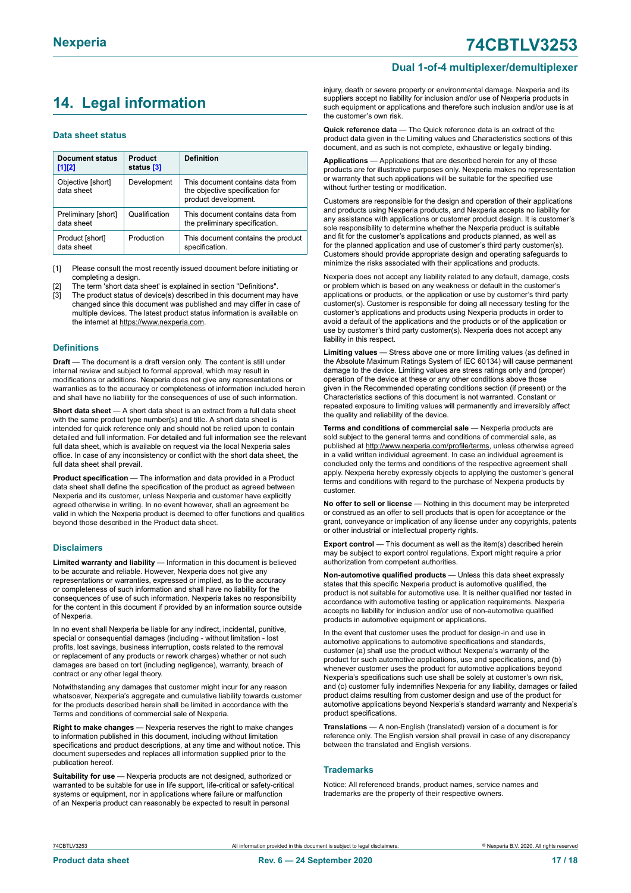## 14. Legal information

### Data sheet status

| Document status [1][2] | Product status [3] | Definition |
|---|---|---|
| Objective [short] data sheet | Development | This document contains data from the objective specification for product development. |
| Preliminary [short] data sheet | Qualification | This document contains data from the preliminary specification. |
| Product [short] data sheet | Production | This document contains the product specification. |

[1] Please consult the most recently issued document before initiating or completing a design.
[2] The term 'short data sheet' is explained in section "Definitions".
[3] The product status of device(s) described in this document may have changed since this document was published and may differ in case of multiple devices. The latest product status information is available on the internet at https://www.nexperia.com.

### Definitions

**Draft** — The document is a draft version only. The content is still under internal review and subject to formal approval, which may result in modifications or additions. Nexperia does not give any representations or warranties as to the accuracy or completeness of information included herein and shall have no liability for the consequences of use of such information.

**Short data sheet** — A short data sheet is an extract from a full data sheet with the same product type number(s) and title. A short data sheet is intended for quick reference only and should not be relied upon to contain detailed and full information. For detailed and full information see the relevant full data sheet, which is available on request via the local Nexperia sales office. In case of any inconsistency or conflict with the short data sheet, the full data sheet shall prevail.

**Product specification** — The information and data provided in a Product data sheet shall define the specification of the product as agreed between Nexperia and its customer, unless Nexperia and customer have explicitly agreed otherwise in writing. In no event however, shall an agreement be valid in which the Nexperia product is deemed to offer functions and qualities beyond those described in the Product data sheet.

### Disclaimers

**Limited warranty and liability** — Information in this document is believed to be accurate and reliable. However, Nexperia does not give any representations or warranties, expressed or implied, as to the accuracy or completeness of such information and shall have no liability for the consequences of use of such information. Nexperia takes no responsibility for the content in this document if provided by an information source outside of Nexperia.

In no event shall Nexperia be liable for any indirect, incidental, punitive, special or consequential damages (including - without limitation - lost profits, lost savings, business interruption, costs related to the removal or replacement of any products or rework charges) whether or not such damages are based on tort (including negligence), warranty, breach of contract or any other legal theory.

Notwithstanding any damages that customer might incur for any reason whatsoever, Nexperia's aggregate and cumulative liability towards customer for the products described herein shall be limited in accordance with the Terms and conditions of commercial sale of Nexperia.

**Right to make changes** — Nexperia reserves the right to make changes to information published in this document, including without limitation specifications and product descriptions, at any time and without notice. This document supersedes and replaces all information supplied prior to the publication hereof.

**Suitability for use** — Nexperia products are not designed, authorized or warranted to be suitable for use in life support, life-critical or safety-critical systems or equipment, nor in applications where failure or malfunction of an Nexperia product can reasonably be expected to result in personal injury, death or severe property or environmental damage. Nexperia and its suppliers accept no liability for inclusion and/or use of Nexperia products in such equipment or applications and therefore such inclusion and/or use is at the customer's own risk.

**Quick reference data** — The Quick reference data is an extract of the product data given in the Limiting values and Characteristics sections of this document, and as such is not complete, exhaustive or legally binding.

**Applications** — Applications that are described herein for any of these products are for illustrative purposes only. Nexperia makes no representation or warranty that such applications will be suitable for the specified use without further testing or modification.

Customers are responsible for the design and operation of their applications and products using Nexperia products, and Nexperia accepts no liability for any assistance with applications or customer product design. It is customer's sole responsibility to determine whether the Nexperia product is suitable and fit for the customer's applications and products planned, as well as for the planned application and use of customer's third party customer(s). Customers should provide appropriate design and operating safeguards to minimize the risks associated with their applications and products.

Nexperia does not accept any liability related to any default, damage, costs or problem which is based on any weakness or default in the customer's applications or products, or the application or use by customer's third party customer(s). Customer is responsible for doing all necessary testing for the customer's applications and products using Nexperia products in order to avoid a default of the applications and the products or of the application or use by customer's third party customer(s). Nexperia does not accept any liability in this respect.

**Limiting values** — Stress above one or more limiting values (as defined in the Absolute Maximum Ratings System of IEC 60134) will cause permanent damage to the device. Limiting values are stress ratings only and (proper) operation of the device at these or any other conditions above those given in the Recommended operating conditions section (if present) or the Characteristics sections of this document is not warranted. Constant or repeated exposure to limiting values will permanently and irreversibly affect the quality and reliability of the device.

**Terms and conditions of commercial sale** — Nexperia products are sold subject to the general terms and conditions of commercial sale, as published at http://www.nexperia.com/profile/terms, unless otherwise agreed in a valid written individual agreement. In case an individual agreement is concluded only the terms and conditions of the respective agreement shall apply. Nexperia hereby expressly objects to applying the customer's general terms and conditions with regard to the purchase of Nexperia products by customer.

**No offer to sell or license** — Nothing in this document may be interpreted or construed as an offer to sell products that is open for acceptance or the grant, conveyance or implication of any license under any copyrights, patents or other industrial or intellectual property rights.

**Export control** — This document as well as the item(s) described herein may be subject to export control regulations. Export might require a prior authorization from competent authorities.

**Non-automotive qualified products** — Unless this data sheet expressly states that this specific Nexperia product is automotive qualified, the product is not suitable for automotive use. It is neither qualified nor tested in accordance with automotive testing or application requirements. Nexperia accepts no liability for inclusion and/or use of non-automotive qualified products in automotive equipment or applications.

In the event that customer uses the product for design-in and use in automotive applications to automotive specifications and standards, customer (a) shall use the product without Nexperia's warranty of the product for such automotive applications, use and specifications, and (b) whenever customer uses the product for automotive applications beyond Nexperia's specifications such use shall be solely at customer's own risk, and (c) customer fully indemnifies Nexperia for any liability, damages or failed product claims resulting from customer design and use of the product for automotive applications beyond Nexperia's standard warranty and Nexperia's product specifications.

**Translations** — A non-English (translated) version of a document is for reference only. The English version shall prevail in case of any discrepancy between the translated and English versions.

### Trademarks

Notice: All referenced brands, product names, service names and trademarks are the property of their respective owners.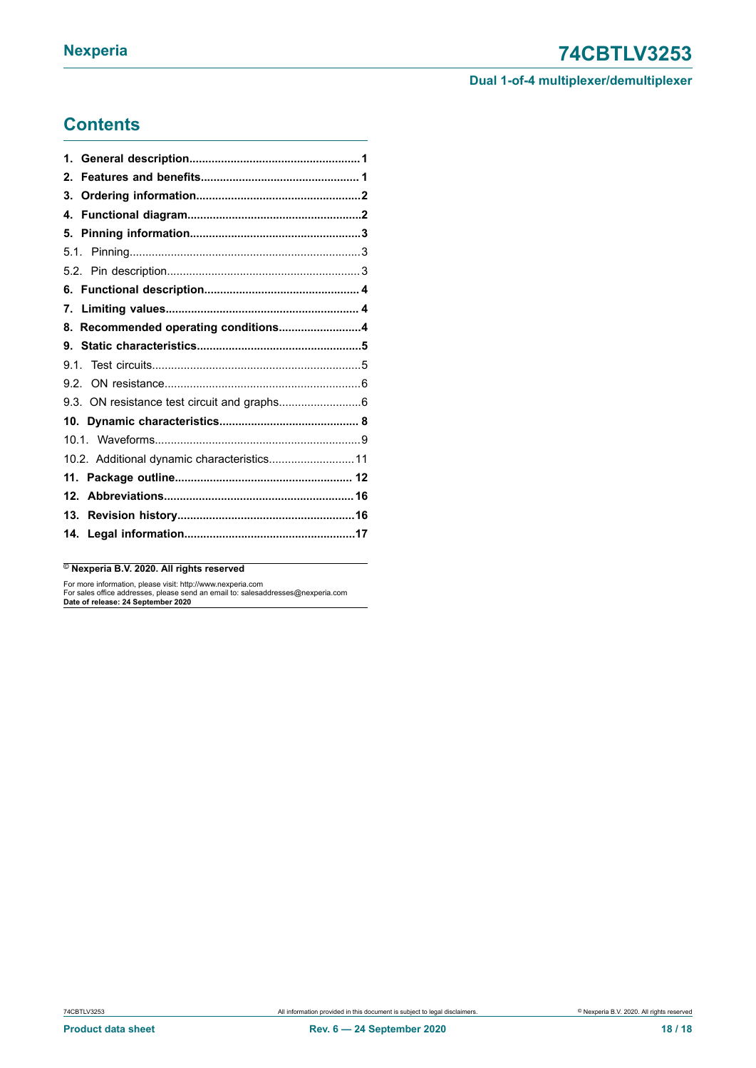## Contents

1. **General description** ... 1
2. **Features and benefits** ... 1
3. **Ordering information** ... 2
4. **Functional diagram** ... 2
5. **Pinning information** ... 3
   - 5.1. Pinning ... 3
   - 5.2. Pin description ... 3
6. **Functional description** ... 4
7. **Limiting values** ... 4
8. **Recommended operating conditions** ... 4
9. **Static characteristics** ... 5
   - 9.1. Test circuits ... 5
   - 9.2. ON resistance ... 6
   - 9.3. ON resistance test circuit and graphs ... 6
10. **Dynamic characteristics** ... 8
    - 10.1. Waveforms ... 9
    - 10.2. Additional dynamic characteristics ... 11
11. **Package outline** ... 12
12. **Abbreviations** ... 16
13. **Revision history** ... 16
14. **Legal information** ... 17

**© Nexperia B.V. 2020. All rights reserved**

For more information, please visit: http://www.nexperia.com
For sales office addresses, please send an email to: salesaddresses@nexperia.com
**Date of release: 24 September 2020**